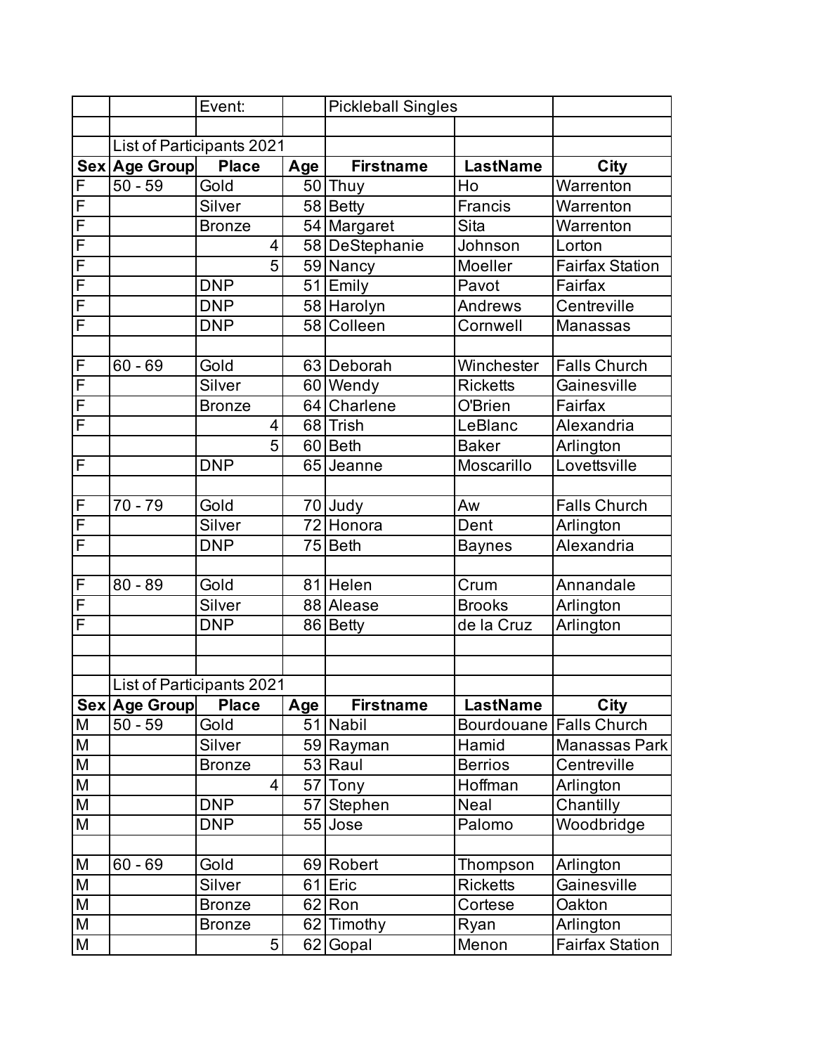| | | Event: | | Pickleball Singles | | |
|---|---|---|---|---|---|---|
| | | | | | | |
| | List of Participants 2021 | | | | | |
| **Sex** | **Age Group** | **Place** | **Age** | **Firstname** | **LastName** | **City** |
| F | 50 - 59 | Gold | 50 | Thuy | Ho | Warrenton |
| F | | Silver | 58 | Betty | Francis | Warrenton |
| F | | Bronze | 54 | Margaret | Sita | Warrenton |
| F | | 4 | 58 | DeStephanie | Johnson | Lorton |
| F | | 5 | 59 | Nancy | Moeller | Fairfax Station |
| F | | DNP | 51 | Emily | Pavot | Fairfax |
| F | | DNP | 58 | Harolyn | Andrews | Centreville |
| F | | DNP | 58 | Colleen | Cornwell | Manassas |
| | | | | | | |
| F | 60 - 69 | Gold | 63 | Deborah | Winchester | Falls Church |
| F | | Silver | 60 | Wendy | Ricketts | Gainesville |
| F | | Bronze | 64 | Charlene | O'Brien | Fairfax |
| F | | 4 | 68 | Trish | LeBlanc | Alexandria |
| | | 5 | 60 | Beth | Baker | Arlington |
| F | | DNP | 65 | Jeanne | Moscarillo | Lovettsville |
| | | | | | | |
| F | 70 - 79 | Gold | 70 | Judy | Aw | Falls Church |
| F | | Silver | 72 | Honora | Dent | Arlington |
| F | | DNP | 75 | Beth | Baynes | Alexandria |
| | | | | | | |
| F | 80 - 89 | Gold | 81 | Helen | Crum | Annandale |
| F | | Silver | 88 | Alease | Brooks | Arlington |
| F | | DNP | 86 | Betty | de la Cruz | Arlington |
| | | | | | | |
| | | | | | | |
| | List of Participants 2021 | | | | | |
| **Sex** | **Age Group** | **Place** | **Age** | **Firstname** | **LastName** | **City** |
| M | 50 - 59 | Gold | 51 | Nabil | Bourdouane | Falls Church |
| M | | Silver | 59 | Rayman | Hamid | Manassas Park |
| M | | Bronze | 53 | Raul | Berrios | Centreville |
| M | | 4 | 57 | Tony | Hoffman | Arlington |
| M | | DNP | 57 | Stephen | Neal | Chantilly |
| M | | DNP | 55 | Jose | Palomo | Woodbridge |
| | | | | | | |
| M | 60 - 69 | Gold | 69 | Robert | Thompson | Arlington |
| M | | Silver | 61 | Eric | Ricketts | Gainesville |
| M | | Bronze | 62 | Ron | Cortese | Oakton |
| M | | Bronze | 62 | Timothy | Ryan | Arlington |
| M | | 5 | 62 | Gopal | Menon | Fairfax Station |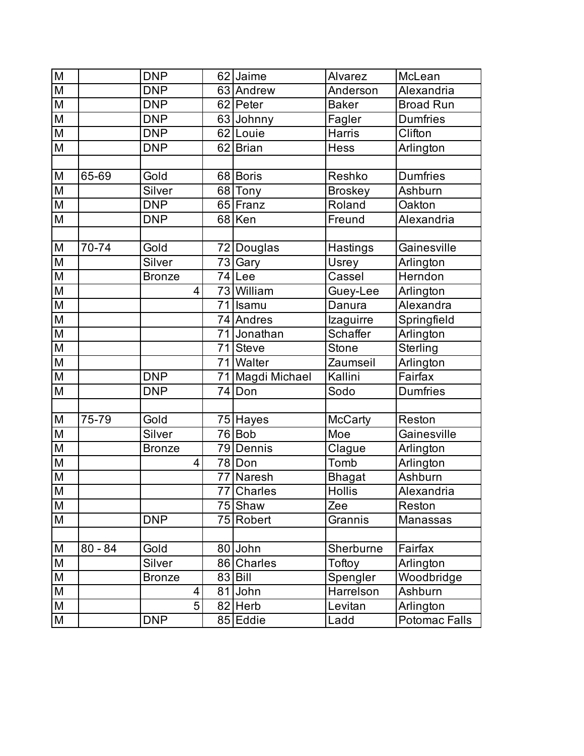| | | | | | | |
|---|---|---|---|---|---|---|
| M | | DNP | 62 | Jaime | Alvarez | McLean |
| M | | DNP | 63 | Andrew | Anderson | Alexandria |
| M | | DNP | 62 | Peter | Baker | Broad Run |
| M | | DNP | 63 | Johnny | Fagler | Dumfries |
| M | | DNP | 62 | Louie | Harris | Clifton |
| M | | DNP | 62 | Brian | Hess | Arlington |
| | | | | | | |
| M | 65-69 | Gold | 68 | Boris | Reshko | Dumfries |
| M | | Silver | 68 | Tony | Broskey | Ashburn |
| M | | DNP | 65 | Franz | Roland | Oakton |
| M | | DNP | 68 | Ken | Freund | Alexandria |
| | | | | | | |
| M | 70-74 | Gold | 72 | Douglas | Hastings | Gainesville |
| M | | Silver | 73 | Gary | Usrey | Arlington |
| M | | Bronze | 74 | Lee | Cassel | Herndon |
| M | | 4 | 73 | William | Guey-Lee | Arlington |
| M | | | 71 | Isamu | Danura | Alexandra |
| M | | | 74 | Andres | Izaguirre | Springfield |
| M | | | 71 | Jonathan | Schaffer | Arlington |
| M | | | 71 | Steve | Stone | Sterling |
| M | | | 71 | Walter | Zaumseil | Arlington |
| M | | DNP | 71 | Magdi Michael | Kallini | Fairfax |
| M | | DNP | 74 | Don | Sodo | Dumfries |
| | | | | | | |
| M | 75-79 | Gold | 75 | Hayes | McCarty | Reston |
| M | | Silver | 76 | Bob | Moe | Gainesville |
| M | | Bronze | 79 | Dennis | Clague | Arlington |
| M | | 4 | 78 | Don | Tomb | Arlington |
| M | | | 77 | Naresh | Bhagat | Ashburn |
| M | | | 77 | Charles | Hollis | Alexandria |
| M | | | 75 | Shaw | Zee | Reston |
| M | | DNP | 75 | Robert | Grannis | Manassas |
| | | | | | | |
| M | 80 - 84 | Gold | 80 | John | Sherburne | Fairfax |
| M | | Silver | 86 | Charles | Toftoy | Arlington |
| M | | Bronze | 83 | Bill | Spengler | Woodbridge |
| M | | 4 | 81 | John | Harrelson | Ashburn |
| M | | 5 | 82 | Herb | Levitan | Arlington |
| M | | DNP | 85 | Eddie | Ladd | Potomac Falls |